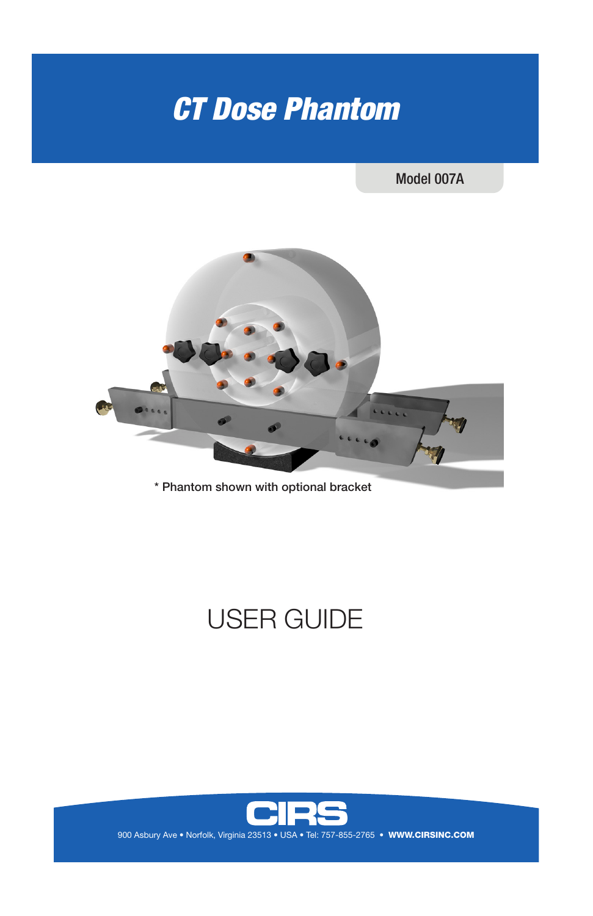# *CT Dose Phantom*

Model 007A

\* Phantom shown with optional bracket

# USER GUIDE

CIRS

900 Asbury Ave • Norfolk, Virginia 23513 • USA • Tel: 757-855-2765 • **WWW.CIRSINC.COM**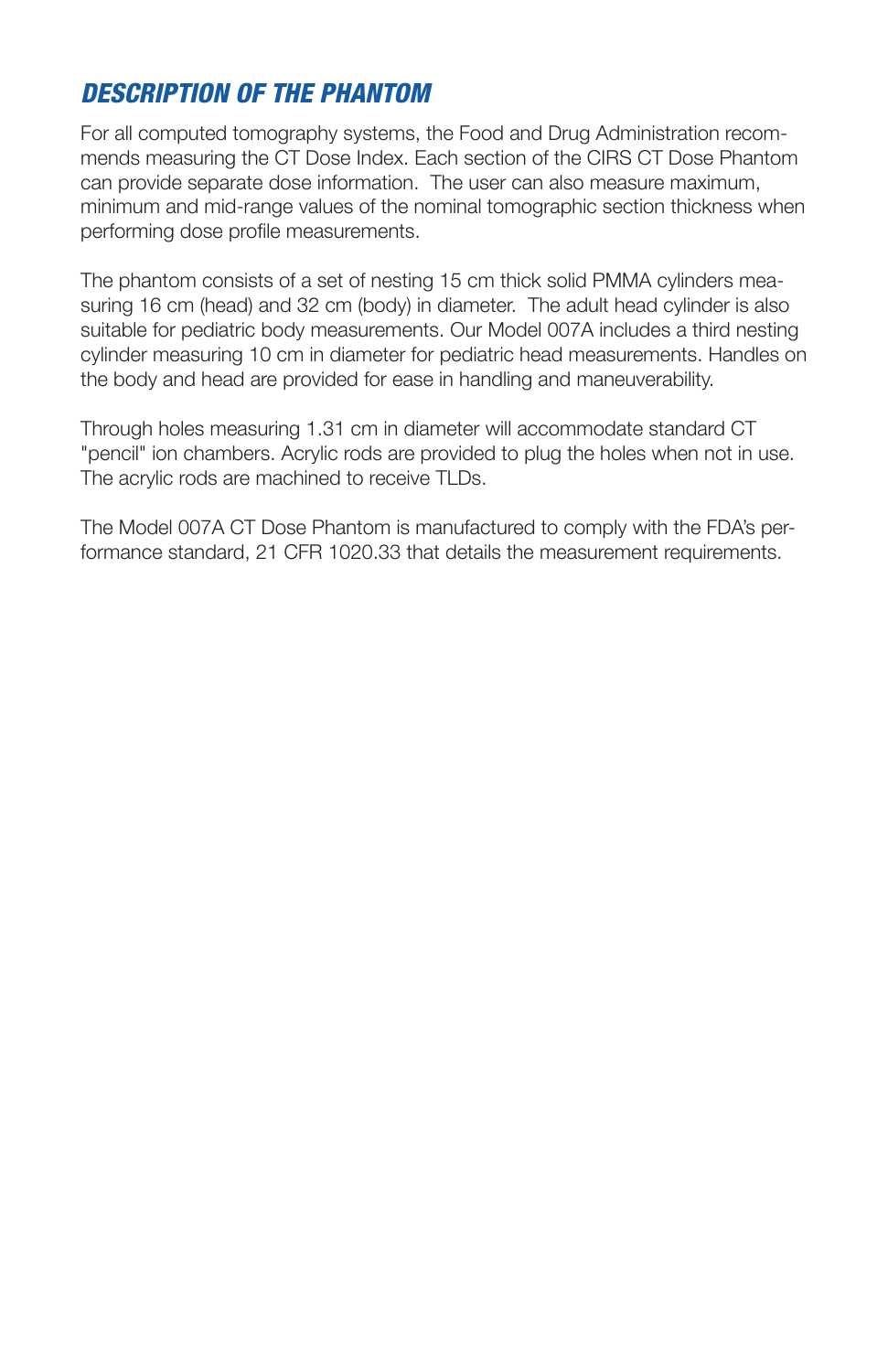## *DESCRIPTION OF THE PHANTOM*

For all computed tomography systems, the Food and Drug Administration recommends measuring the CT Dose Index. Each section of the CIRS CT Dose Phantom can provide separate dose information. The user can also measure maximum, minimum and mid-range values of the nominal tomographic section thickness when performing dose profile measurements.

The phantom consists of a set of nesting 15 cm thick solid PMMA cylinders measuring 16 cm (head) and 32 cm (body) in diameter. The adult head cylinder is also suitable for pediatric body measurements. Our Model 007A includes a third nesting cylinder measuring 10 cm in diameter for pediatric head measurements. Handles on the body and head are provided for ease in handling and maneuverability.

Through holes measuring 1.31 cm in diameter will accommodate standard CT "pencil" ion chambers. Acrylic rods are provided to plug the holes when not in use. The acrylic rods are machined to receive TLDs.

The Model 007A CT Dose Phantom is manufactured to comply with the FDA's performance standard, 21 CFR 1020.33 that details the measurement requirements.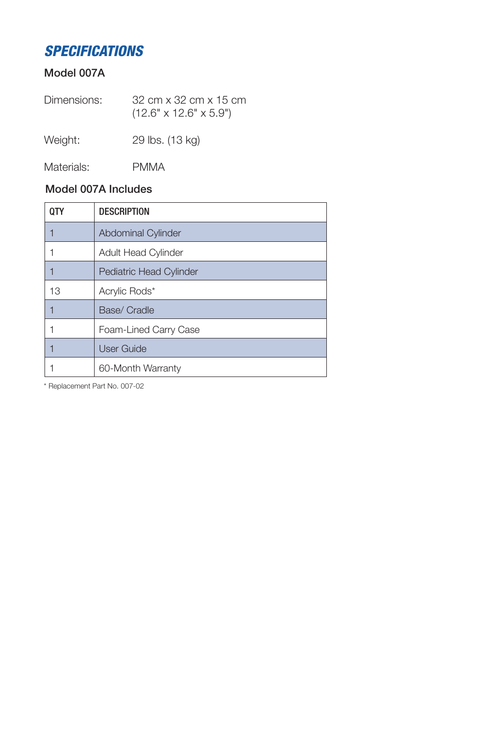## *SPECIFICATIONS*

### Model 007A

Dimensions: 32 cm x 32 cm x 15 cm
(12.6" x 12.6" x 5.9")

Weight: 29 lbs. (13 kg)

Materials: PMMA

### Model 007A Includes

| QTY | DESCRIPTION |
|---|---|
| 1 | Abdominal Cylinder |
| 1 | Adult Head Cylinder |
| 1 | Pediatric Head Cylinder |
| 13 | Acrylic Rods* |
| 1 | Base/ Cradle |
| 1 | Foam-Lined Carry Case |
| 1 | User Guide |
| 1 | 60-Month Warranty |

* Replacement Part No. 007-02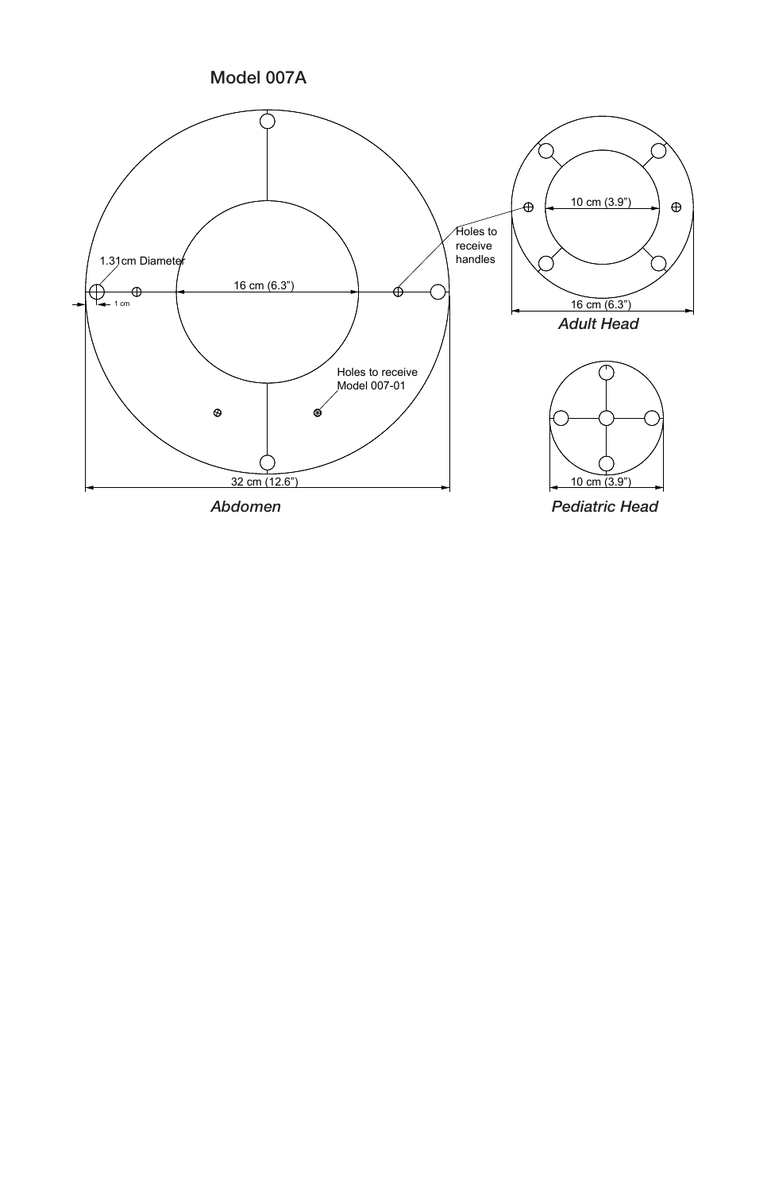## Model 007A

1.31cm Diameter

1 cm

16 cm (6.3")

Holes to receive handles

Holes to receive Model 007-01

32 cm (12.6")

*Abdomen*

10 cm (3.9")

16 cm (6.3")

*Adult Head*

10 cm (3.9")

*Pediatric Head*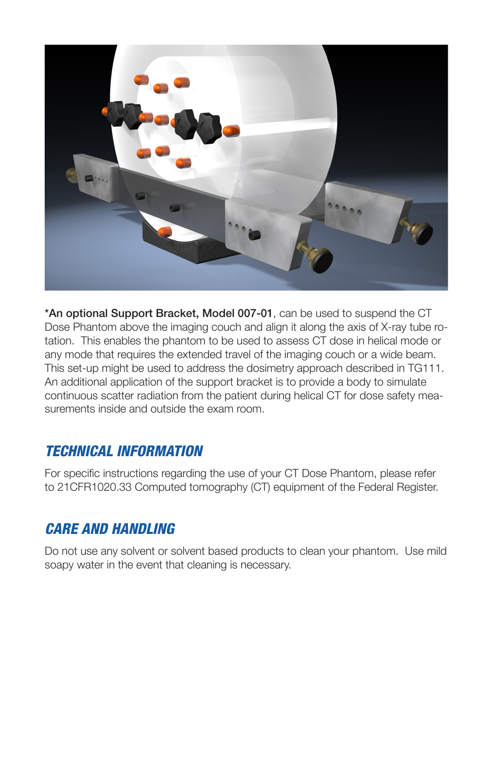**\*An optional Support Bracket, Model 007-01**, can be used to suspend the CT Dose Phantom above the imaging couch and align it along the axis of X-ray tube rotation. This enables the phantom to be used to assess CT dose in helical mode or any mode that requires the extended travel of the imaging couch or a wide beam. This set-up might be used to address the dosimetry approach described in TG111. An additional application of the support bracket is to provide a body to simulate continuous scatter radiation from the patient during helical CT for dose safety measurements inside and outside the exam room.

## TECHNICAL INFORMATION

For specific instructions regarding the use of your CT Dose Phantom, please refer to 21CFR1020.33 Computed tomography (CT) equipment of the Federal Register.

## CARE AND HANDLING

Do not use any solvent or solvent based products to clean your phantom. Use mild soapy water in the event that cleaning is necessary.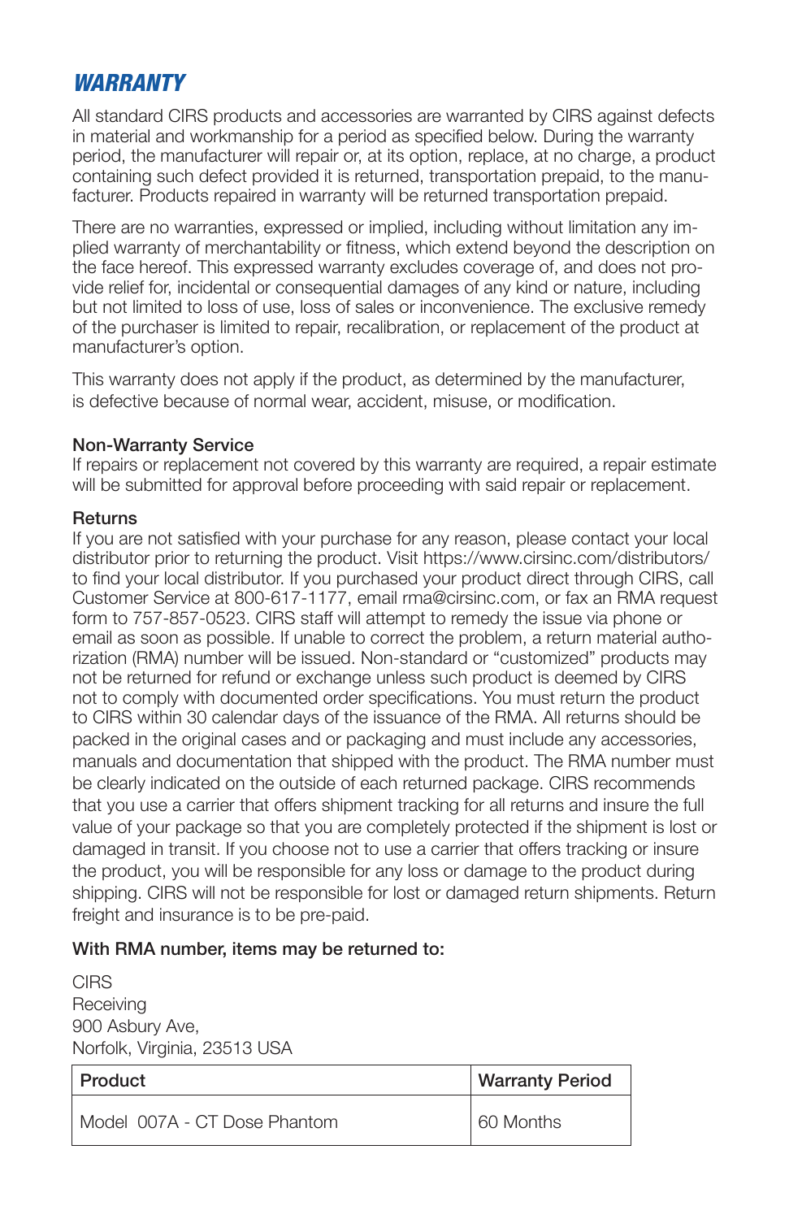## *WARRANTY*

All standard CIRS products and accessories are warranted by CIRS against defects in material and workmanship for a period as specified below. During the warranty period, the manufacturer will repair or, at its option, replace, at no charge, a product containing such defect provided it is returned, transportation prepaid, to the manufacturer. Products repaired in warranty will be returned transportation prepaid.

There are no warranties, expressed or implied, including without limitation any implied warranty of merchantability or fitness, which extend beyond the description on the face hereof. This expressed warranty excludes coverage of, and does not provide relief for, incidental or consequential damages of any kind or nature, including but not limited to loss of use, loss of sales or inconvenience. The exclusive remedy of the purchaser is limited to repair, recalibration, or replacement of the product at manufacturer's option.

This warranty does not apply if the product, as determined by the manufacturer, is defective because of normal wear, accident, misuse, or modification.

**Non-Warranty Service**

If repairs or replacement not covered by this warranty are required, a repair estimate will be submitted for approval before proceeding with said repair or replacement.

**Returns**

If you are not satisfied with your purchase for any reason, please contact your local distributor prior to returning the product. Visit https://www.cirsinc.com/distributors/ to find your local distributor. If you purchased your product direct through CIRS, call Customer Service at 800-617-1177, email rma@cirsinc.com, or fax an RMA request form to 757-857-0523. CIRS staff will attempt to remedy the issue via phone or email as soon as possible. If unable to correct the problem, a return material authorization (RMA) number will be issued. Non-standard or "customized" products may not be returned for refund or exchange unless such product is deemed by CIRS not to comply with documented order specifications. You must return the product to CIRS within 30 calendar days of the issuance of the RMA. All returns should be packed in the original cases and or packaging and must include any accessories, manuals and documentation that shipped with the product. The RMA number must be clearly indicated on the outside of each returned package. CIRS recommends that you use a carrier that offers shipment tracking for all returns and insure the full value of your package so that you are completely protected if the shipment is lost or damaged in transit. If you choose not to use a carrier that offers tracking or insure the product, you will be responsible for any loss or damage to the product during shipping. CIRS will not be responsible for lost or damaged return shipments. Return freight and insurance is to be pre-paid.

**With RMA number, items may be returned to:**

CIRS
Receiving
900 Asbury Ave,
Norfolk, Virginia, 23513 USA

| Product | Warranty Period |
|---|---|
| Model 007A - CT Dose Phantom | 60 Months |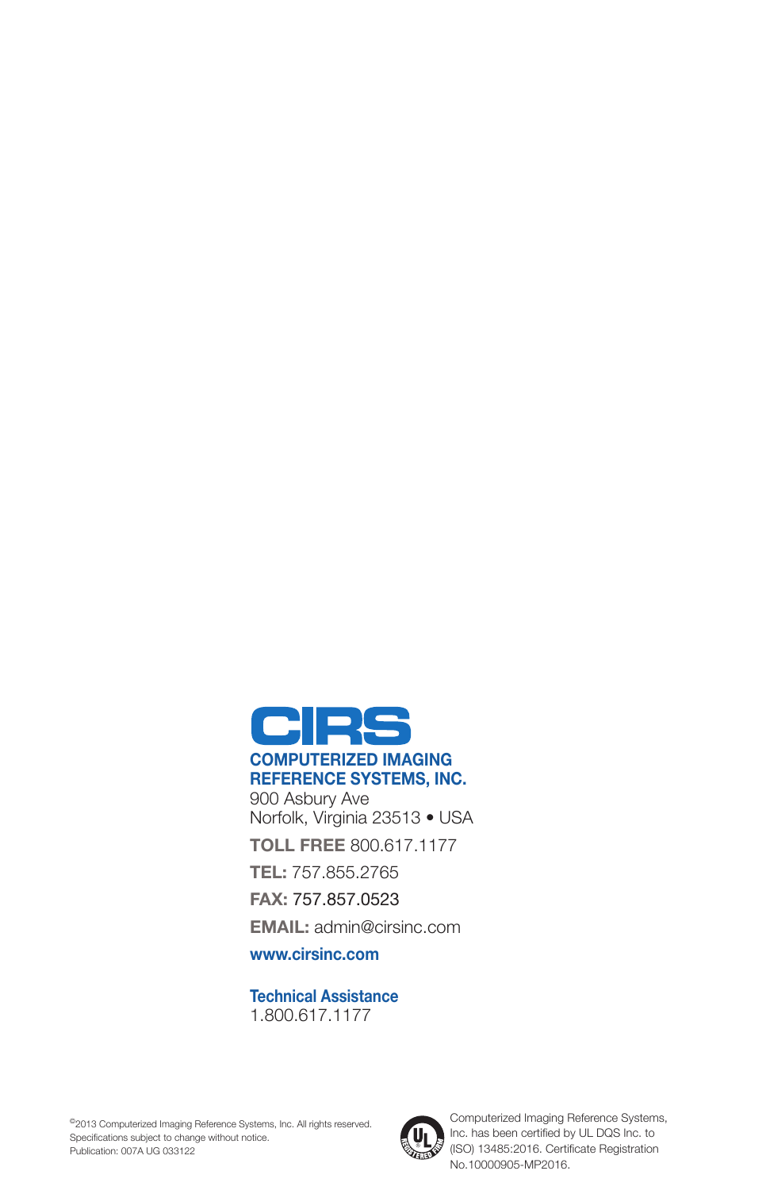**CIRS**

**COMPUTERIZED IMAGING REFERENCE SYSTEMS, INC.**

900 Asbury Ave
Norfolk, Virginia 23513 • USA

**TOLL FREE** 800.617.1177

**TEL:** 757.855.2765

**FAX:** 757.857.0523

**EMAIL:** admin@cirsinc.com

**www.cirsinc.com**

**Technical Assistance**
1.800.617.1177

©2013 Computerized Imaging Reference Systems, Inc. All rights reserved.
Specifications subject to change without notice.
Publication: 007A UG 033122

Computerized Imaging Reference Systems, Inc. has been certified by UL DQS Inc. to (ISO) 13485:2016. Certificate Registration No.10000905-MP2016.